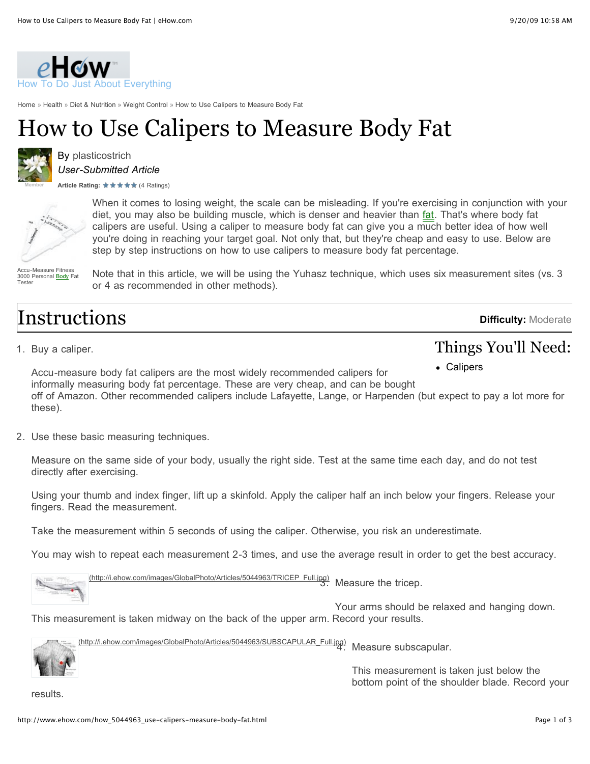eHow
How To Do Just About Everything

Home » Health » Diet & Nutrition » Weight Control » How to Use Calipers to Measure Body Fat

# How to Use Calipers to Measure Body Fat

By plasticostrich
*User-Submitted Article*

**Article Rating:** (4 Ratings)

Accu-Measure Fitness 3000 Personal Body Fat Tester

When it comes to losing weight, the scale can be misleading. If you're exercising in conjunction with your diet, you may also be building muscle, which is denser and heavier than fat. That's where body fat calipers are useful. Using a caliper to measure body fat can give you a much better idea of how well you're doing in reaching your target goal. Not only that, but they're cheap and easy to use. Below are step by step instructions on how to use calipers to measure body fat percentage.

Note that in this article, we will be using the Yuhasz technique, which uses six measurement sites (vs. 3 or 4 as recommended in other methods).

## Instructions

**Difficulty:** Moderate

### Things You'll Need:

- Calipers

1. Buy a caliper.

   Accu-measure body fat calipers are the most widely recommended calipers for informally measuring body fat percentage. These are very cheap, and can be bought off of Amazon. Other recommended calipers include Lafayette, Lange, or Harpenden (but expect to pay a lot more for these).

2. Use these basic measuring techniques.

   Measure on the same side of your body, usually the right side. Test at the same time each day, and do not test directly after exercising.

   Using your thumb and index finger, lift up a skinfold. Apply the caliper half an inch below your fingers. Release your fingers. Read the measurement.

   Take the measurement within 5 seconds of using the caliper. Otherwise, you risk an underestimate.

   You may wish to repeat each measurement 2-3 times, and use the average result in order to get the best accuracy.

(http://i.ehow.com/images/GlobalPhoto/Articles/5044963/TRICEP_Full.jpg)

3. Measure the tricep.

   Your arms should be relaxed and hanging down. This measurement is taken midway on the back of the upper arm. Record your results.

(http://i.ehow.com/images/GlobalPhoto/Articles/5044963/SUBSCAPULAR_Full.jpg)

4. Measure subscapular.

   This measurement is taken just below the bottom point of the shoulder blade. Record your results.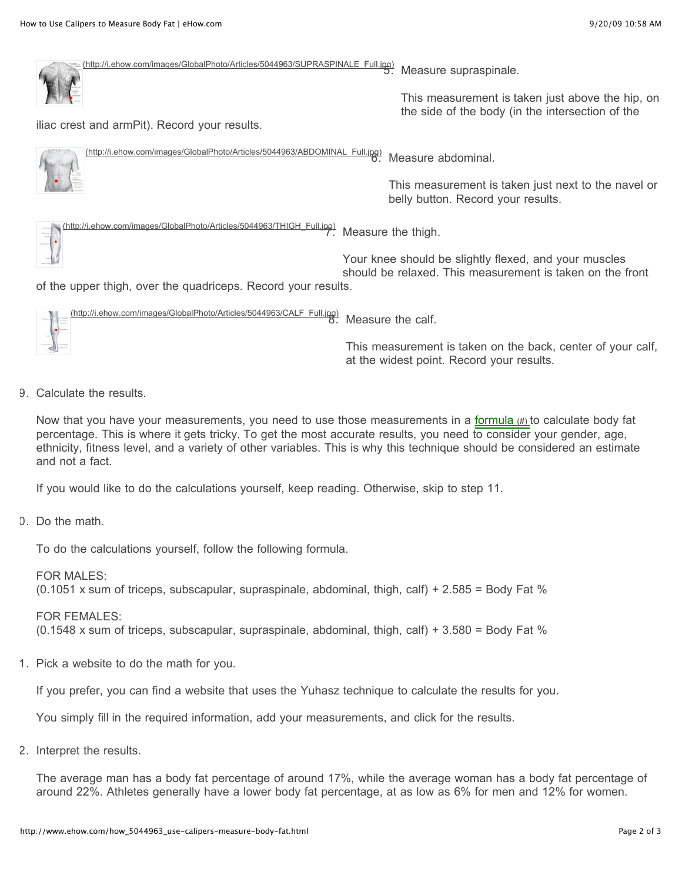(http://i.ehow.com/images/GlobalPhoto/Articles/5044963/SUPRASPINALE_Full.jpg)

5. Measure supraspinale.

   This measurement is taken just above the hip, on the side of the body (in the intersection of the iliac crest and armPit). Record your results.

(http://i.ehow.com/images/GlobalPhoto/Articles/5044963/ABDOMINAL_Full.jpg)

6. Measure abdominal.

   This measurement is taken just next to the navel or belly button. Record your results.

(http://i.ehow.com/images/GlobalPhoto/Articles/5044963/THIGH_Full.jpg)

7. Measure the thigh.

   Your knee should be slightly flexed, and your muscles should be relaxed. This measurement is taken on the front of the upper thigh, over the quadriceps. Record your results.

(http://i.ehow.com/images/GlobalPhoto/Articles/5044963/CALF_Full.jpg)

8. Measure the calf.

   This measurement is taken on the back, center of your calf, at the widest point. Record your results.

9. Calculate the results.

   Now that you have your measurements, you need to use those measurements in a formula (#) to calculate body fat percentage. This is where it gets tricky. To get the most accurate results, you need to consider your gender, age, ethnicity, fitness level, and a variety of other variables. This is why this technique should be considered an estimate and not a fact.

   If you would like to do the calculations yourself, keep reading. Otherwise, skip to step 11.

10. Do the math.

    To do the calculations yourself, follow the following formula.

    FOR MALES:
    (0.1051 x sum of triceps, subscapular, supraspinale, abdominal, thigh, calf) + 2.585 = Body Fat %

    FOR FEMALES:
    (0.1548 x sum of triceps, subscapular, supraspinale, abdominal, thigh, calf) + 3.580 = Body Fat %

11. Pick a website to do the math for you.

    If you prefer, you can find a website that uses the Yuhasz technique to calculate the results for you.

    You simply fill in the required information, add your measurements, and click for the results.

12. Interpret the results.

    The average man has a body fat percentage of around 17%, while the average woman has a body fat percentage of around 22%. Athletes generally have a lower body fat percentage, at as low as 6% for men and 12% for women.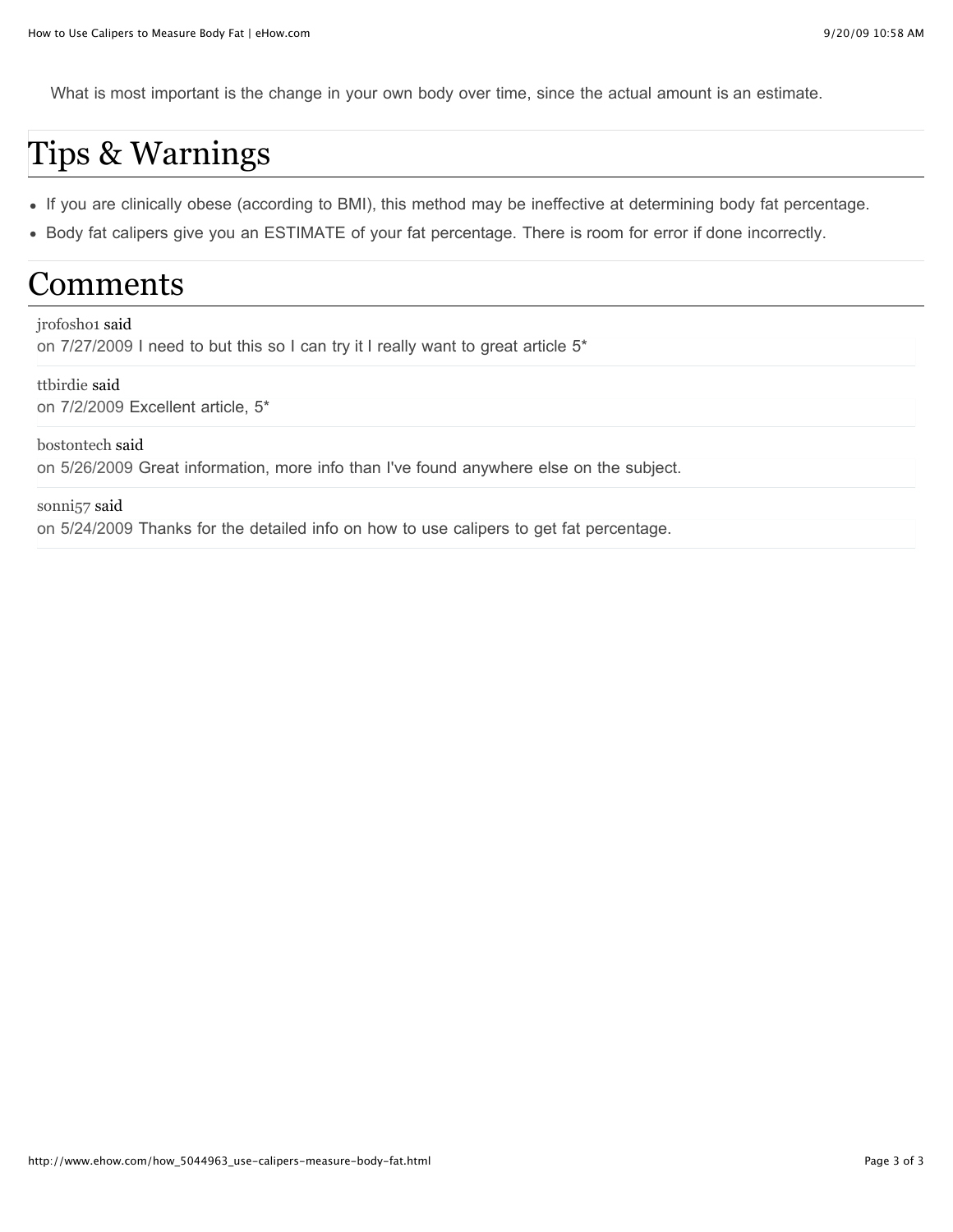What is most important is the change in your own body over time, since the actual amount is an estimate.

## Tips & Warnings

- If you are clinically obese (according to BMI), this method may be ineffective at determining body fat percentage.
- Body fat calipers give you an ESTIMATE of your fat percentage. There is room for error if done incorrectly.

## Comments

jrofosho1 said
on 7/27/2009 I need to but this so I can try it I really want to great article 5*

ttbirdie said
on 7/2/2009 Excellent article, 5*

bostontech said
on 5/26/2009 Great information, more info than I've found anywhere else on the subject.

sonni57 said
on 5/24/2009 Thanks for the detailed info on how to use calipers to get fat percentage.